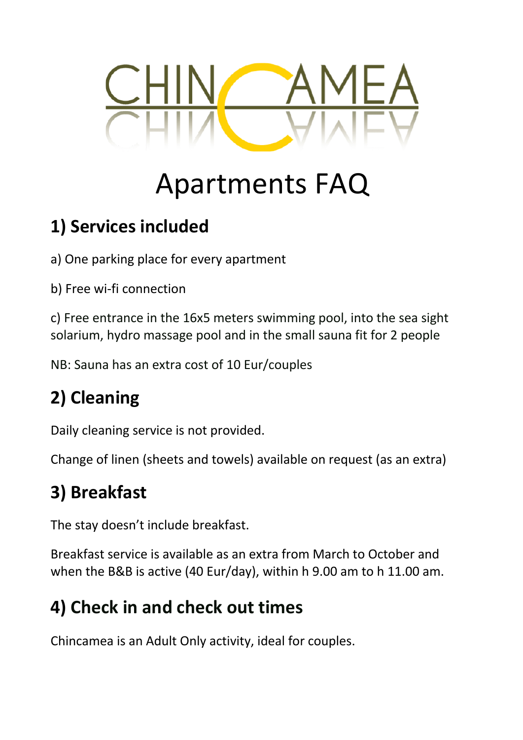# CHINCAMEA

# Apartments FAQ

## 1) Services included

a) One parking place for every apartment

b) Free wi-fi connection

c) Free entrance in the 16x5 meters swimming pool, into the sea sight solarium, hydro massage pool and in the small sauna fit for 2 people

NB: Sauna has an extra cost of 10 Eur/couples

## 2) Cleaning

Daily cleaning service is not provided.

Change of linen (sheets and towels) available on request (as an extra)

## 3) Breakfast

The stay doesn't include breakfast.

Breakfast service is available as an extra from March to October and when the B&B is active (40 Eur/day), within h 9.00 am to h 11.00 am.

## 4) Check in and check out times

Chincamea is an Adult Only activity, ideal for couples.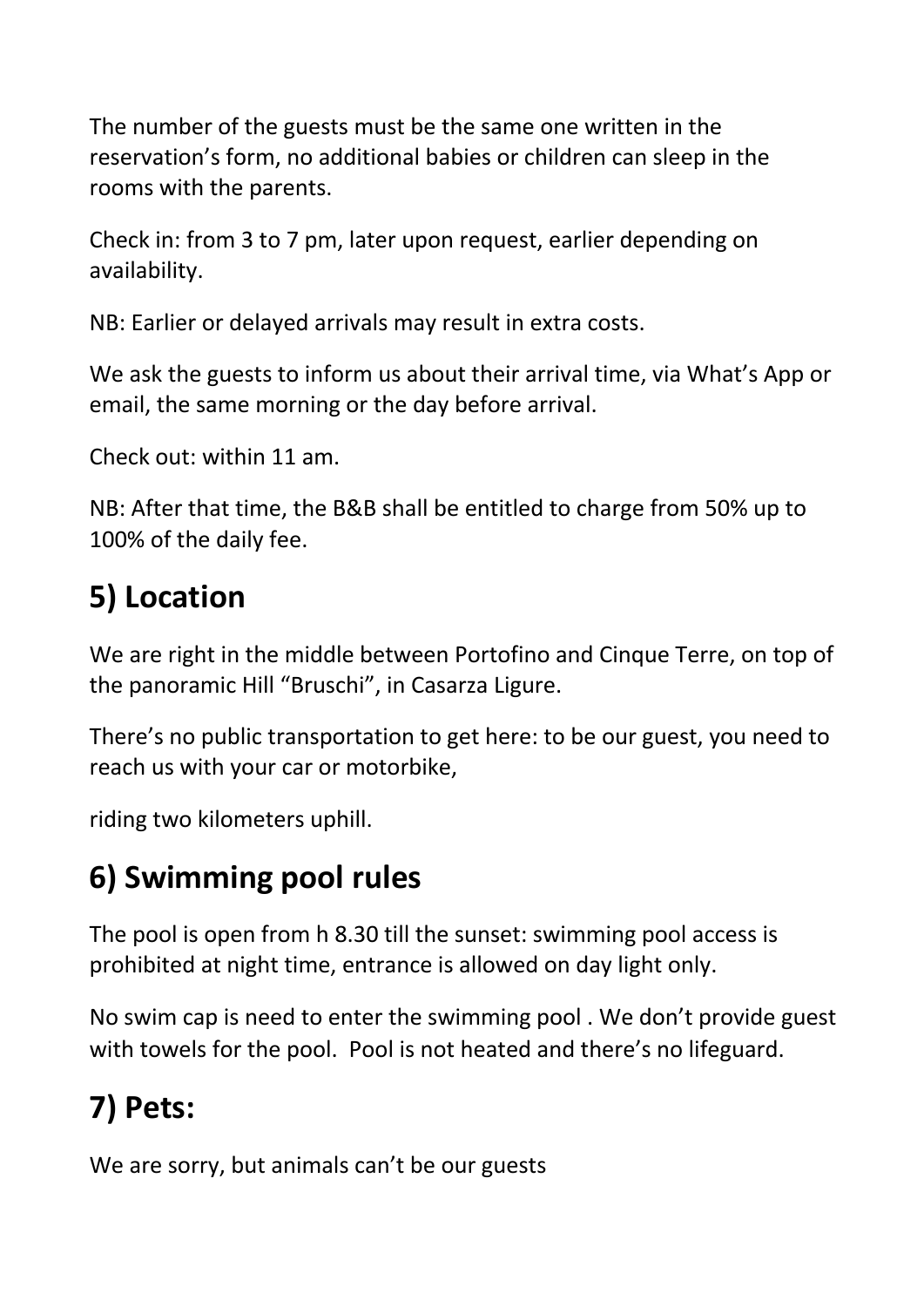The number of the guests must be the same one written in the reservation's form, no additional babies or children can sleep in the rooms with the parents.

Check in: from 3 to 7 pm, later upon request, earlier depending on availability.

NB: Earlier or delayed arrivals may result in extra costs.

We ask the guests to inform us about their arrival time, via What's App or email, the same morning or the day before arrival.

Check out: within 11 am.

NB: After that time, the B&B shall be entitled to charge from 50% up to 100% of the daily fee.

## 5) Location

We are right in the middle between Portofino and Cinque Terre, on top of the panoramic Hill "Bruschi", in Casarza Ligure.

There's no public transportation to get here: to be our guest, you need to reach us with your car or motorbike,

riding two kilometers uphill.

## 6) Swimming pool rules

The pool is open from h 8.30 till the sunset: swimming pool access is prohibited at night time, entrance is allowed on day light only.

No swim cap is need to enter the swimming pool . We don't provide guest with towels for the pool. Pool is not heated and there's no lifeguard.

## 7) Pets:

We are sorry, but animals can't be our guests